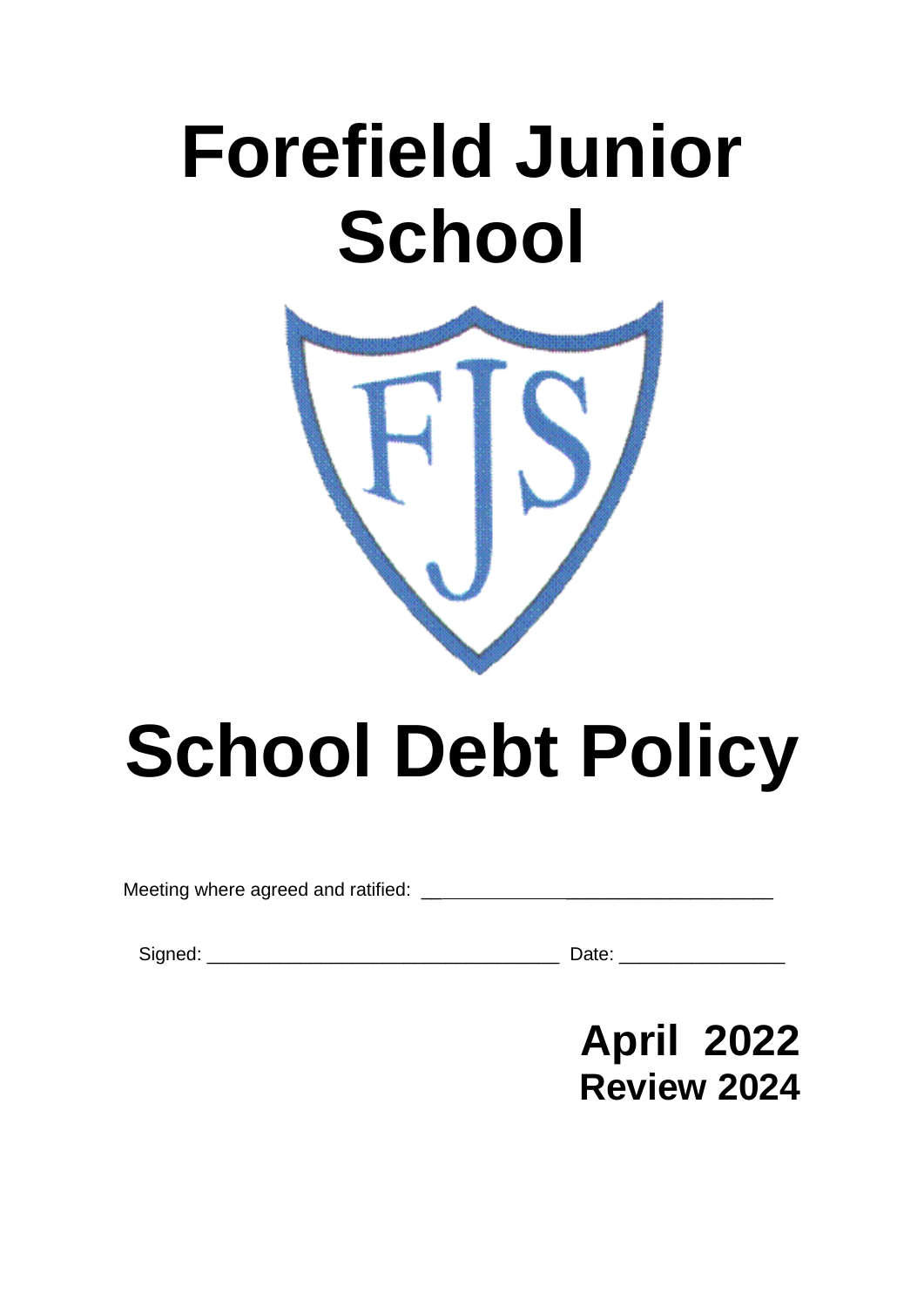# Forefield Junior School

# School Debt Policy

Meeting where agreed and ratified: ___________________________________

Signed: ___________________________________ Date: ________________

**April 2022**
**Review 2024**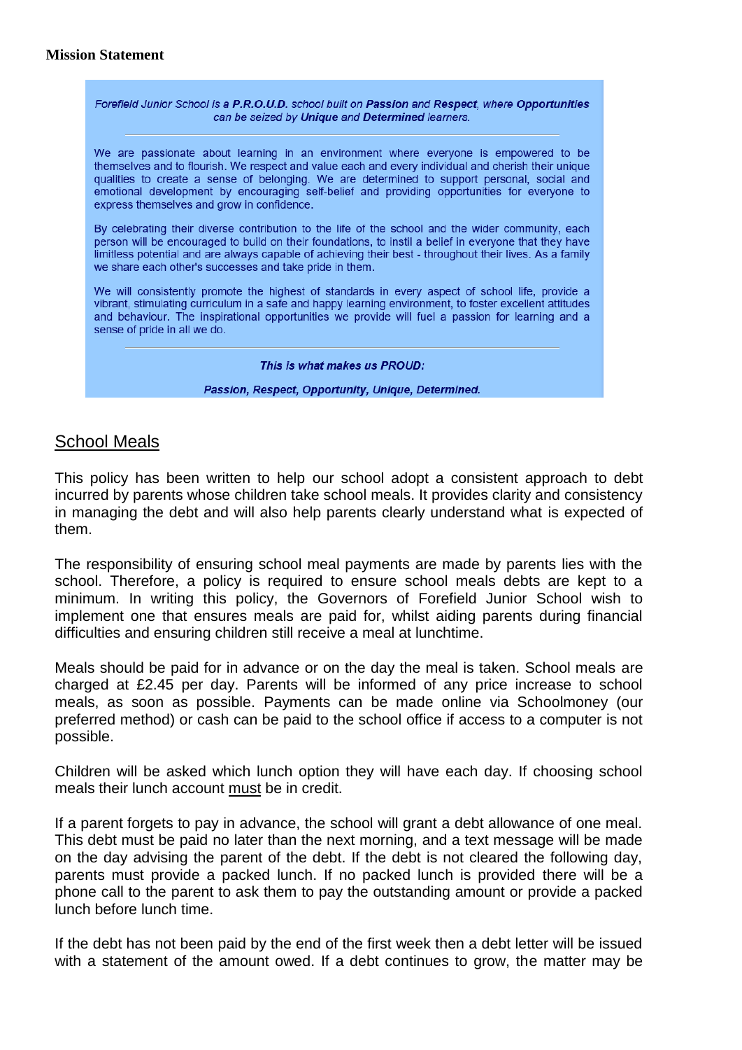**Mission Statement**

*Forefield Junior School is a **P.R.O.U.D.** school built on **Passion** and **Respect**, where **Opportunities** can be seized by **Unique** and **Determined** learners.*

---

We are passionate about learning in an environment where everyone is empowered to be themselves and to flourish. We respect and value each and every individual and cherish their unique qualities to create a sense of belonging. We are determined to support personal, social and emotional development by encouraging self-belief and providing opportunities for everyone to express themselves and grow in confidence.

By celebrating their diverse contribution to the life of the school and the wider community, each person will be encouraged to build on their foundations, to instil a belief in everyone that they have limitless potential and are always capable of achieving their best - throughout their lives. As a family we share each other's successes and take pride in them.

We will consistently promote the highest of standards in every aspect of school life, provide a vibrant, stimulating curriculum in a safe and happy learning environment, to foster excellent attitudes and behaviour. The inspirational opportunities we provide will fuel a passion for learning and a sense of pride in all we do.

---

***This is what makes us PROUD:***

***Passion, Respect, Opportunity, Unique, Determined.***

## School Meals

This policy has been written to help our school adopt a consistent approach to debt incurred by parents whose children take school meals. It provides clarity and consistency in managing the debt and will also help parents clearly understand what is expected of them.

The responsibility of ensuring school meal payments are made by parents lies with the school. Therefore, a policy is required to ensure school meals debts are kept to a minimum. In writing this policy, the Governors of Forefield Junior School wish to implement one that ensures meals are paid for, whilst aiding parents during financial difficulties and ensuring children still receive a meal at lunchtime.

Meals should be paid for in advance or on the day the meal is taken. School meals are charged at £2.45 per day. Parents will be informed of any price increase to school meals, as soon as possible. Payments can be made online via Schoolmoney (our preferred method) or cash can be paid to the school office if access to a computer is not possible.

Children will be asked which lunch option they will have each day. If choosing school meals their lunch account <u>must</u> be in credit.

If a parent forgets to pay in advance, the school will grant a debt allowance of one meal. This debt must be paid no later than the next morning, and a text message will be made on the day advising the parent of the debt. If the debt is not cleared the following day, parents must provide a packed lunch. If no packed lunch is provided there will be a phone call to the parent to ask them to pay the outstanding amount or provide a packed lunch before lunch time.

If the debt has not been paid by the end of the first week then a debt letter will be issued with a statement of the amount owed. If a debt continues to grow, the matter may be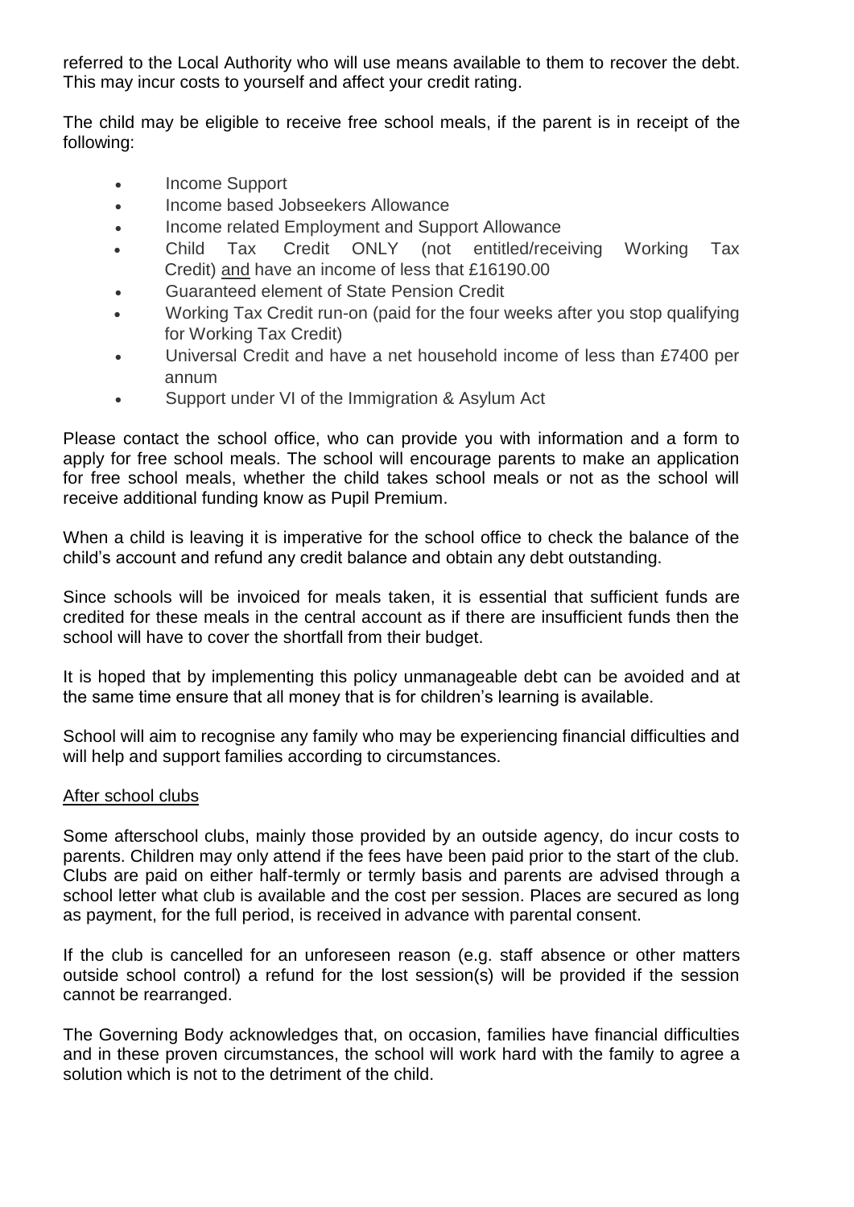referred to the Local Authority who will use means available to them to recover the debt. This may incur costs to yourself and affect your credit rating.

The child may be eligible to receive free school meals, if the parent is in receipt of the following:

- Income Support
- Income based Jobseekers Allowance
- Income related Employment and Support Allowance
- Child Tax Credit ONLY (not entitled/receiving Working Tax Credit) <u>and</u> have an income of less that £16190.00
- Guaranteed element of State Pension Credit
- Working Tax Credit run-on (paid for the four weeks after you stop qualifying for Working Tax Credit)
- Universal Credit and have a net household income of less than £7400 per annum
- Support under VI of the Immigration & Asylum Act

Please contact the school office, who can provide you with information and a form to apply for free school meals. The school will encourage parents to make an application for free school meals, whether the child takes school meals or not as the school will receive additional funding know as Pupil Premium.

When a child is leaving it is imperative for the school office to check the balance of the child's account and refund any credit balance and obtain any debt outstanding.

Since schools will be invoiced for meals taken, it is essential that sufficient funds are credited for these meals in the central account as if there are insufficient funds then the school will have to cover the shortfall from their budget.

It is hoped that by implementing this policy unmanageable debt can be avoided and at the same time ensure that all money that is for children's learning is available.

School will aim to recognise any family who may be experiencing financial difficulties and will help and support families according to circumstances.

<u>After school clubs</u>

Some afterschool clubs, mainly those provided by an outside agency, do incur costs to parents. Children may only attend if the fees have been paid prior to the start of the club. Clubs are paid on either half-termly or termly basis and parents are advised through a school letter what club is available and the cost per session. Places are secured as long as payment, for the full period, is received in advance with parental consent.

If the club is cancelled for an unforeseen reason (e.g. staff absence or other matters outside school control) a refund for the lost session(s) will be provided if the session cannot be rearranged.

The Governing Body acknowledges that, on occasion, families have financial difficulties and in these proven circumstances, the school will work hard with the family to agree a solution which is not to the detriment of the child.